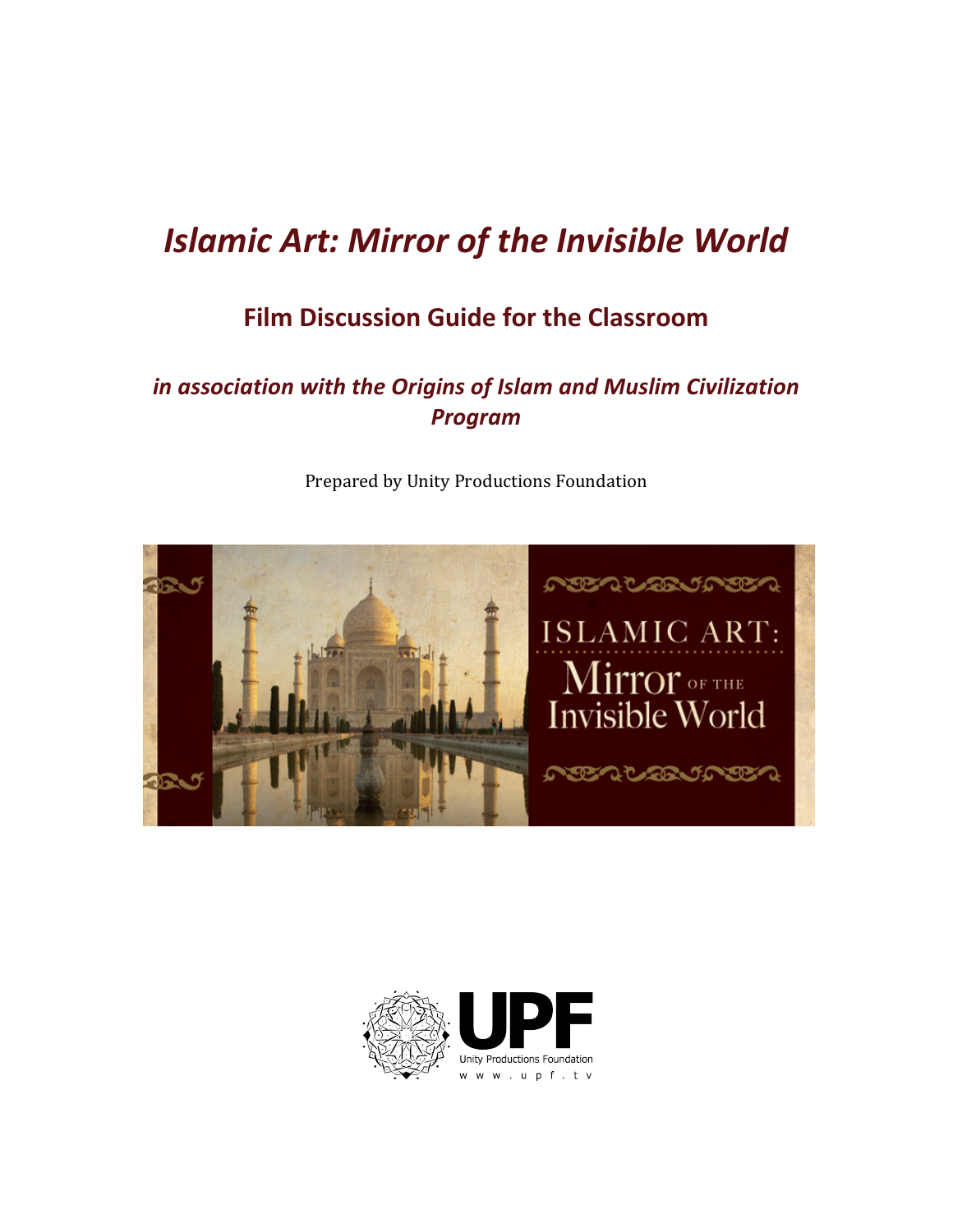# *Islamic Art: Mirror of the Invisible World*

## Film Discussion Guide for the Classroom

### *in association with the Origins of Islam and Muslim Civilization Program*

Prepared by Unity Productions Foundation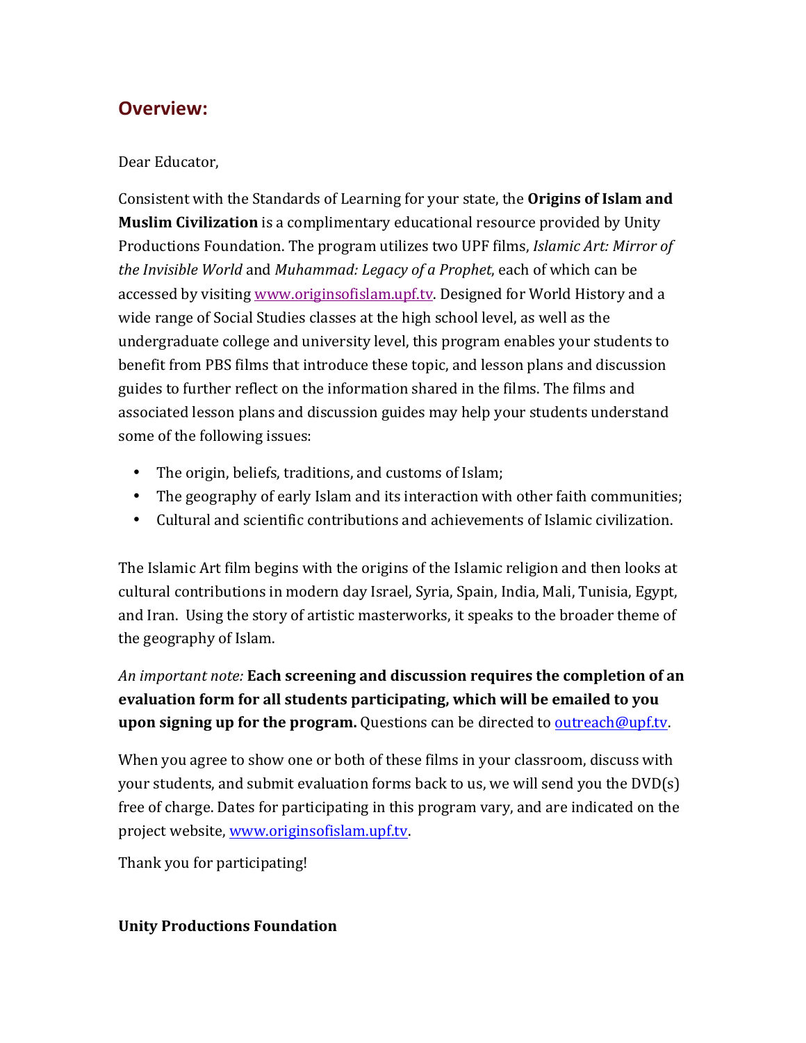## Overview:

Dear Educator,

Consistent with the Standards of Learning for your state, the **Origins of Islam and Muslim Civilization** is a complimentary educational resource provided by Unity Productions Foundation. The program utilizes two UPF films, *Islamic Art: Mirror of the Invisible World* and *Muhammad: Legacy of a Prophet*, each of which can be accessed by visiting www.originsofislam.upf.tv. Designed for World History and a wide range of Social Studies classes at the high school level, as well as the undergraduate college and university level, this program enables your students to benefit from PBS films that introduce these topic, and lesson plans and discussion guides to further reflect on the information shared in the films. The films and associated lesson plans and discussion guides may help your students understand some of the following issues:

- The origin, beliefs, traditions, and customs of Islam;
- The geography of early Islam and its interaction with other faith communities;
- Cultural and scientific contributions and achievements of Islamic civilization.

The Islamic Art film begins with the origins of the Islamic religion and then looks at cultural contributions in modern day Israel, Syria, Spain, India, Mali, Tunisia, Egypt, and Iran. Using the story of artistic masterworks, it speaks to the broader theme of the geography of Islam.

*An important note:* **Each screening and discussion requires the completion of an evaluation form for all students participating, which will be emailed to you upon signing up for the program.** Questions can be directed to outreach@upf.tv.

When you agree to show one or both of these films in your classroom, discuss with your students, and submit evaluation forms back to us, we will send you the DVD(s) free of charge. Dates for participating in this program vary, and are indicated on the project website, www.originsofislam.upf.tv.

Thank you for participating!

**Unity Productions Foundation**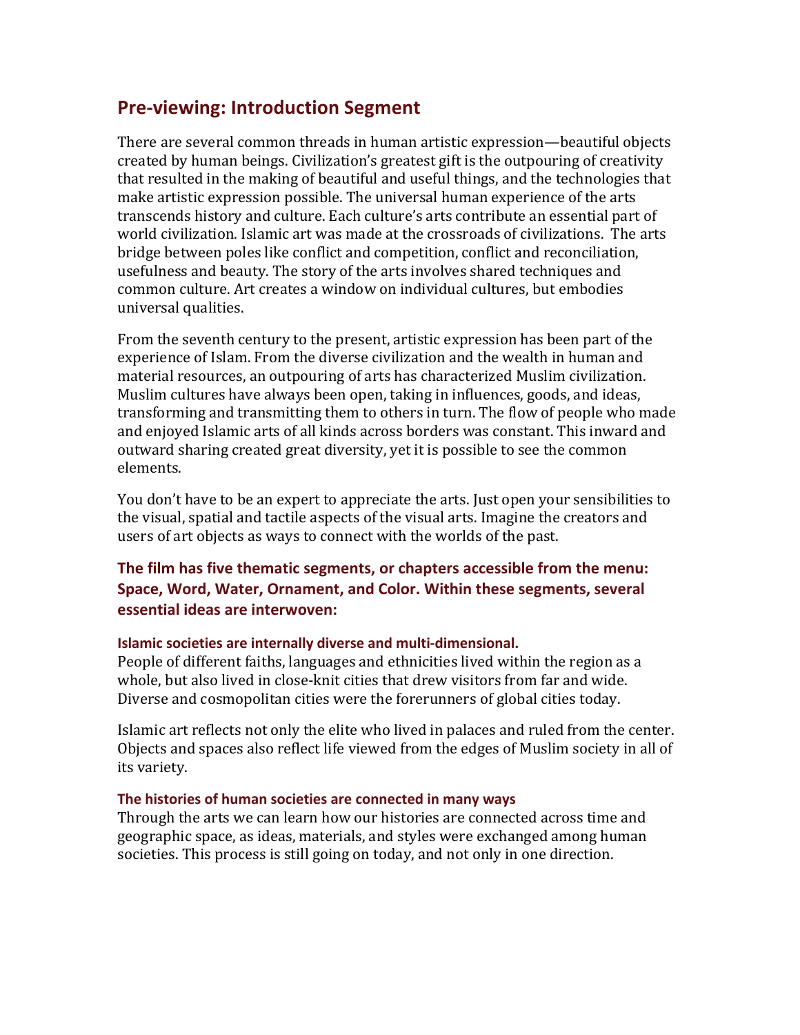## Pre-viewing: Introduction Segment

There are several common threads in human artistic expression—beautiful objects created by human beings. Civilization's greatest gift is the outpouring of creativity that resulted in the making of beautiful and useful things, and the technologies that make artistic expression possible. The universal human experience of the arts transcends history and culture. Each culture's arts contribute an essential part of world civilization. Islamic art was made at the crossroads of civilizations. The arts bridge between poles like conflict and competition, conflict and reconciliation, usefulness and beauty. The story of the arts involves shared techniques and common culture. Art creates a window on individual cultures, but embodies universal qualities.

From the seventh century to the present, artistic expression has been part of the experience of Islam. From the diverse civilization and the wealth in human and material resources, an outpouring of arts has characterized Muslim civilization. Muslim cultures have always been open, taking in influences, goods, and ideas, transforming and transmitting them to others in turn. The flow of people who made and enjoyed Islamic arts of all kinds across borders was constant. This inward and outward sharing created great diversity, yet it is possible to see the common elements.

You don't have to be an expert to appreciate the arts. Just open your sensibilities to the visual, spatial and tactile aspects of the visual arts. Imagine the creators and users of art objects as ways to connect with the worlds of the past.

### The film has five thematic segments, or chapters accessible from the menu: Space, Word, Water, Ornament, and Color. Within these segments, several essential ideas are interwoven:

#### Islamic societies are internally diverse and multi-dimensional.

People of different faiths, languages and ethnicities lived within the region as a whole, but also lived in close-knit cities that drew visitors from far and wide. Diverse and cosmopolitan cities were the forerunners of global cities today.

Islamic art reflects not only the elite who lived in palaces and ruled from the center. Objects and spaces also reflect life viewed from the edges of Muslim society in all of its variety.

#### The histories of human societies are connected in many ways

Through the arts we can learn how our histories are connected across time and geographic space, as ideas, materials, and styles were exchanged among human societies. This process is still going on today, and not only in one direction.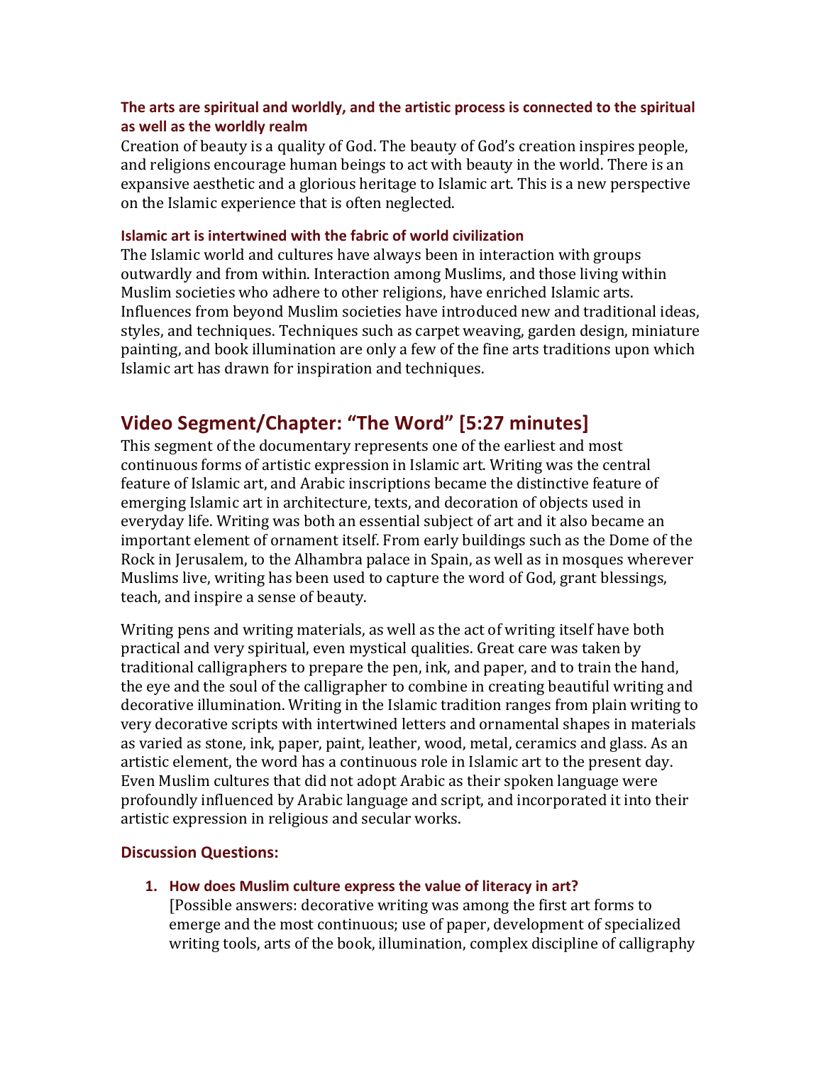**The arts are spiritual and worldly, and the artistic process is connected to the spiritual as well as the worldly realm**

Creation of beauty is a quality of God. The beauty of God's creation inspires people, and religions encourage human beings to act with beauty in the world. There is an expansive aesthetic and a glorious heritage to Islamic art. This is a new perspective on the Islamic experience that is often neglected.

**Islamic art is intertwined with the fabric of world civilization**

The Islamic world and cultures have always been in interaction with groups outwardly and from within. Interaction among Muslims, and those living within Muslim societies who adhere to other religions, have enriched Islamic arts. Influences from beyond Muslim societies have introduced new and traditional ideas, styles, and techniques. Techniques such as carpet weaving, garden design, miniature painting, and book illumination are only a few of the fine arts traditions upon which Islamic art has drawn for inspiration and techniques.

## Video Segment/Chapter: "The Word" [5:27 minutes]

This segment of the documentary represents one of the earliest and most continuous forms of artistic expression in Islamic art. Writing was the central feature of Islamic art, and Arabic inscriptions became the distinctive feature of emerging Islamic art in architecture, texts, and decoration of objects used in everyday life. Writing was both an essential subject of art and it also became an important element of ornament itself. From early buildings such as the Dome of the Rock in Jerusalem, to the Alhambra palace in Spain, as well as in mosques wherever Muslims live, writing has been used to capture the word of God, grant blessings, teach, and inspire a sense of beauty.

Writing pens and writing materials, as well as the act of writing itself have both practical and very spiritual, even mystical qualities. Great care was taken by traditional calligraphers to prepare the pen, ink, and paper, and to train the hand, the eye and the soul of the calligrapher to combine in creating beautiful writing and decorative illumination. Writing in the Islamic tradition ranges from plain writing to very decorative scripts with intertwined letters and ornamental shapes in materials as varied as stone, ink, paper, paint, leather, wood, metal, ceramics and glass. As an artistic element, the word has a continuous role in Islamic art to the present day. Even Muslim cultures that did not adopt Arabic as their spoken language were profoundly influenced by Arabic language and script, and incorporated it into their artistic expression in religious and secular works.

### Discussion Questions:

1. **How does Muslim culture express the value of literacy in art?**
   [Possible answers: decorative writing was among the first art forms to emerge and the most continuous; use of paper, development of specialized writing tools, arts of the book, illumination, complex discipline of calligraphy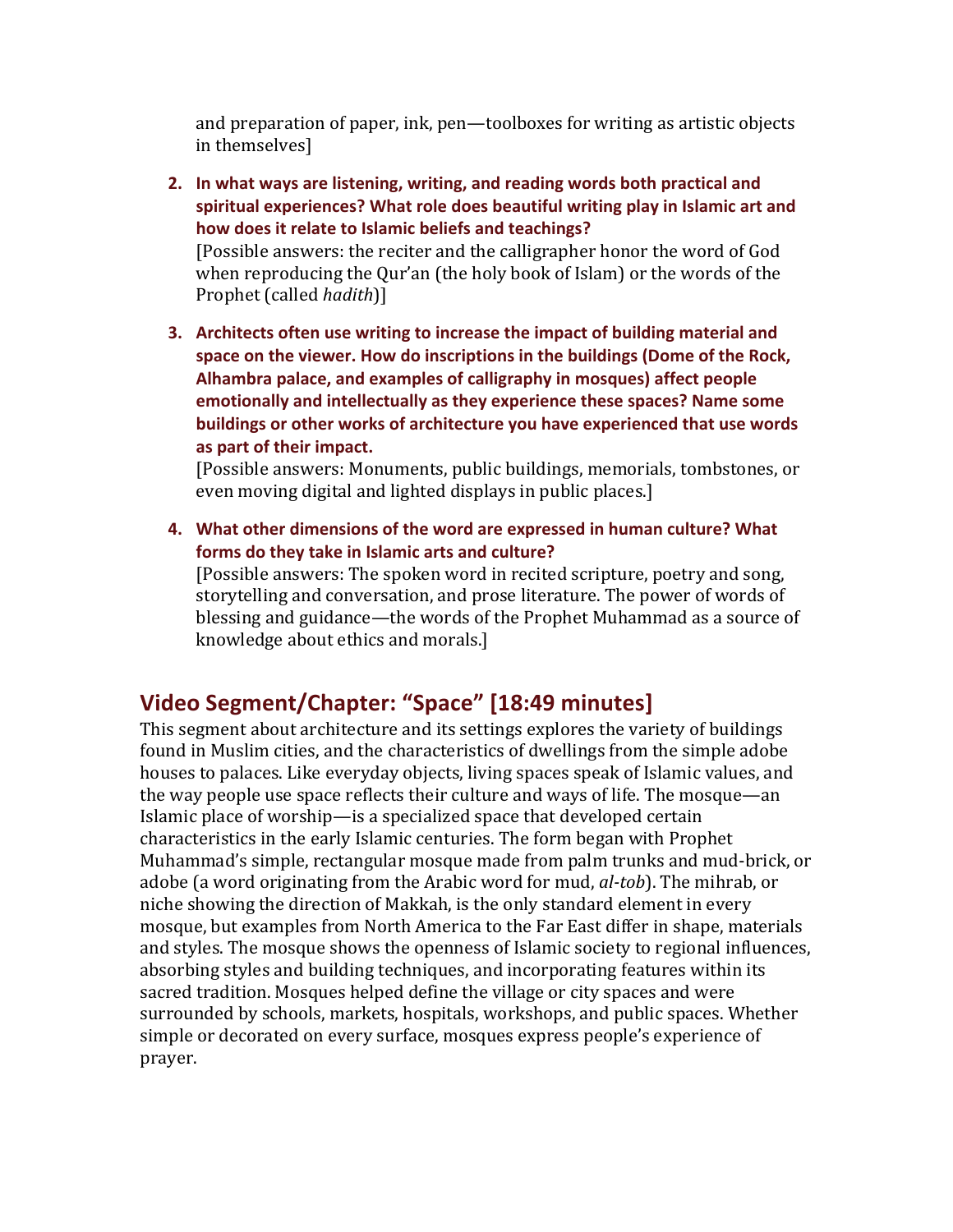and preparation of paper, ink, pen—toolboxes for writing as artistic objects in themselves]

2. **In what ways are listening, writing, and reading words both practical and spiritual experiences? What role does beautiful writing play in Islamic art and how does it relate to Islamic beliefs and teachings?**
   [Possible answers: the reciter and the calligrapher honor the word of God when reproducing the Qur'an (the holy book of Islam) or the words of the Prophet (called *hadith*)]

3. **Architects often use writing to increase the impact of building material and space on the viewer. How do inscriptions in the buildings (Dome of the Rock, Alhambra palace, and examples of calligraphy in mosques) affect people emotionally and intellectually as they experience these spaces? Name some buildings or other works of architecture you have experienced that use words as part of their impact.**
   [Possible answers: Monuments, public buildings, memorials, tombstones, or even moving digital and lighted displays in public places.]

4. **What other dimensions of the word are expressed in human culture? What forms do they take in Islamic arts and culture?**
   [Possible answers: The spoken word in recited scripture, poetry and song, storytelling and conversation, and prose literature. The power of words of blessing and guidance—the words of the Prophet Muhammad as a source of knowledge about ethics and morals.]

## Video Segment/Chapter: "Space" [18:49 minutes]

This segment about architecture and its settings explores the variety of buildings found in Muslim cities, and the characteristics of dwellings from the simple adobe houses to palaces. Like everyday objects, living spaces speak of Islamic values, and the way people use space reflects their culture and ways of life. The mosque—an Islamic place of worship—is a specialized space that developed certain characteristics in the early Islamic centuries. The form began with Prophet Muhammad's simple, rectangular mosque made from palm trunks and mud-brick, or adobe (a word originating from the Arabic word for mud, *al-tob*). The mihrab, or niche showing the direction of Makkah, is the only standard element in every mosque, but examples from North America to the Far East differ in shape, materials and styles. The mosque shows the openness of Islamic society to regional influences, absorbing styles and building techniques, and incorporating features within its sacred tradition. Mosques helped define the village or city spaces and were surrounded by schools, markets, hospitals, workshops, and public spaces. Whether simple or decorated on every surface, mosques express people's experience of prayer.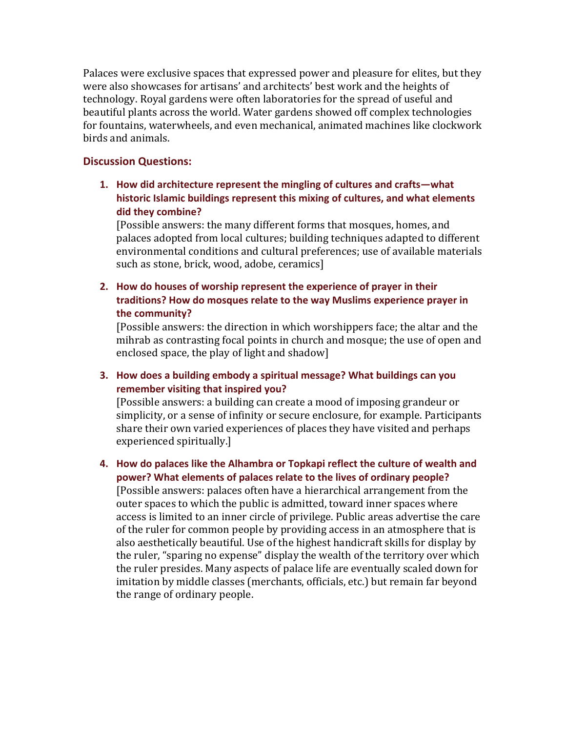Palaces were exclusive spaces that expressed power and pleasure for elites, but they were also showcases for artisans' and architects' best work and the heights of technology. Royal gardens were often laboratories for the spread of useful and beautiful plants across the world. Water gardens showed off complex technologies for fountains, waterwheels, and even mechanical, animated machines like clockwork birds and animals.

### Discussion Questions:

1. **How did architecture represent the mingling of cultures and crafts—what historic Islamic buildings represent this mixing of cultures, and what elements did they combine?**
   [Possible answers: the many different forms that mosques, homes, and palaces adopted from local cultures; building techniques adapted to different environmental conditions and cultural preferences; use of available materials such as stone, brick, wood, adobe, ceramics]

2. **How do houses of worship represent the experience of prayer in their traditions? How do mosques relate to the way Muslims experience prayer in the community?**
   [Possible answers: the direction in which worshippers face; the altar and the mihrab as contrasting focal points in church and mosque; the use of open and enclosed space, the play of light and shadow]

3. **How does a building embody a spiritual message? What buildings can you remember visiting that inspired you?**
   [Possible answers: a building can create a mood of imposing grandeur or simplicity, or a sense of infinity or secure enclosure, for example. Participants share their own varied experiences of places they have visited and perhaps experienced spiritually.]

4. **How do palaces like the Alhambra or Topkapi reflect the culture of wealth and power? What elements of palaces relate to the lives of ordinary people?**
   [Possible answers: palaces often have a hierarchical arrangement from the outer spaces to which the public is admitted, toward inner spaces where access is limited to an inner circle of privilege. Public areas advertise the care of the ruler for common people by providing access in an atmosphere that is also aesthetically beautiful. Use of the highest handicraft skills for display by the ruler, "sparing no expense" display the wealth of the territory over which the ruler presides. Many aspects of palace life are eventually scaled down for imitation by middle classes (merchants, officials, etc.) but remain far beyond the range of ordinary people.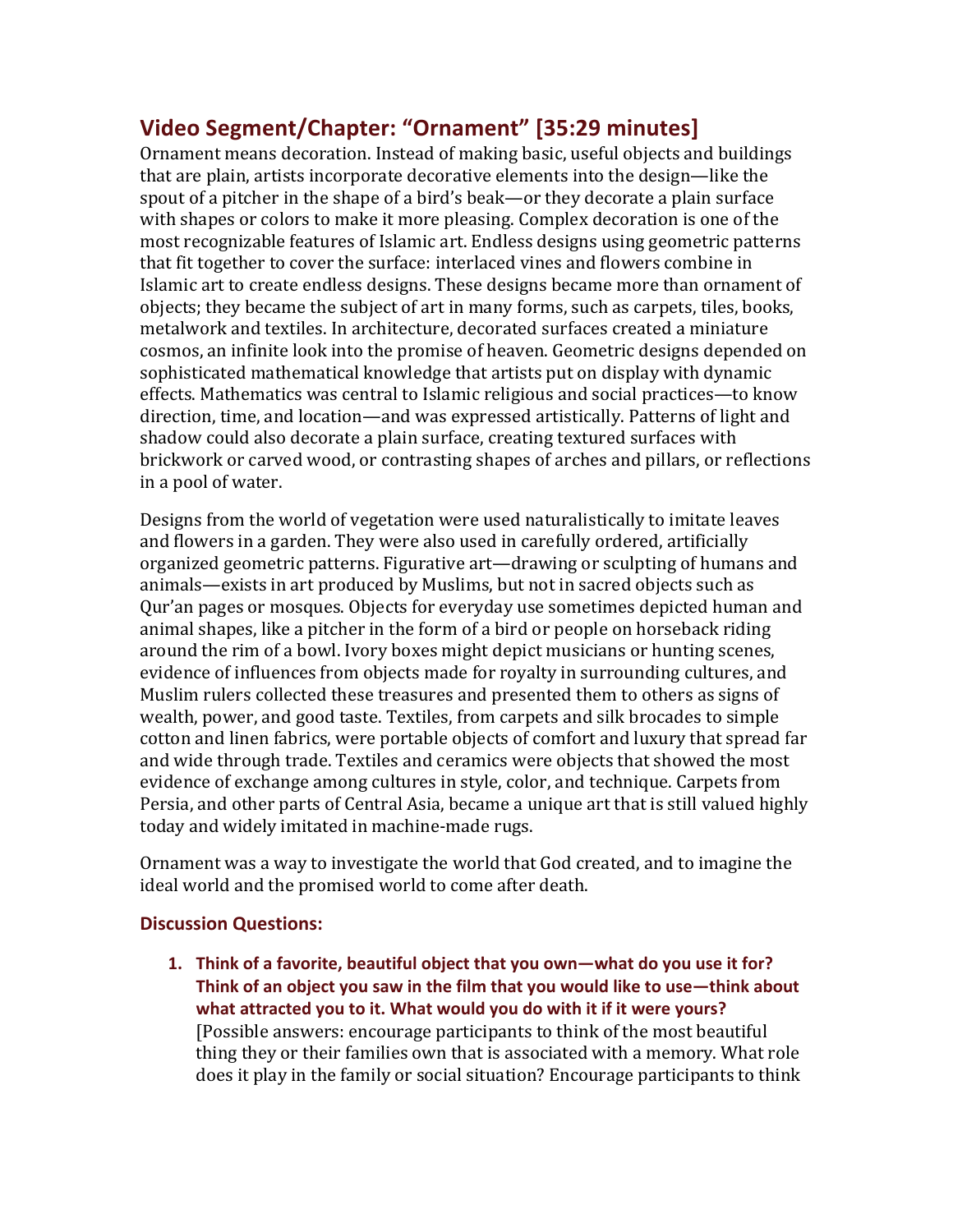## Video Segment/Chapter: "Ornament" [35:29 minutes]

Ornament means decoration. Instead of making basic, useful objects and buildings that are plain, artists incorporate decorative elements into the design—like the spout of a pitcher in the shape of a bird's beak—or they decorate a plain surface with shapes or colors to make it more pleasing. Complex decoration is one of the most recognizable features of Islamic art. Endless designs using geometric patterns that fit together to cover the surface: interlaced vines and flowers combine in Islamic art to create endless designs. These designs became more than ornament of objects; they became the subject of art in many forms, such as carpets, tiles, books, metalwork and textiles. In architecture, decorated surfaces created a miniature cosmos, an infinite look into the promise of heaven. Geometric designs depended on sophisticated mathematical knowledge that artists put on display with dynamic effects. Mathematics was central to Islamic religious and social practices—to know direction, time, and location—and was expressed artistically. Patterns of light and shadow could also decorate a plain surface, creating textured surfaces with brickwork or carved wood, or contrasting shapes of arches and pillars, or reflections in a pool of water.

Designs from the world of vegetation were used naturalistically to imitate leaves and flowers in a garden. They were also used in carefully ordered, artificially organized geometric patterns. Figurative art—drawing or sculpting of humans and animals—exists in art produced by Muslims, but not in sacred objects such as Qur'an pages or mosques. Objects for everyday use sometimes depicted human and animal shapes, like a pitcher in the form of a bird or people on horseback riding around the rim of a bowl. Ivory boxes might depict musicians or hunting scenes, evidence of influences from objects made for royalty in surrounding cultures, and Muslim rulers collected these treasures and presented them to others as signs of wealth, power, and good taste. Textiles, from carpets and silk brocades to simple cotton and linen fabrics, were portable objects of comfort and luxury that spread far and wide through trade. Textiles and ceramics were objects that showed the most evidence of exchange among cultures in style, color, and technique. Carpets from Persia, and other parts of Central Asia, became a unique art that is still valued highly today and widely imitated in machine-made rugs.

Ornament was a way to investigate the world that God created, and to imagine the ideal world and the promised world to come after death.

### Discussion Questions:

1. **Think of a favorite, beautiful object that you own—what do you use it for? Think of an object you saw in the film that you would like to use—think about what attracted you to it. What would you do with it if it were yours?**
   [Possible answers: encourage participants to think of the most beautiful thing they or their families own that is associated with a memory. What role does it play in the family or social situation? Encourage participants to think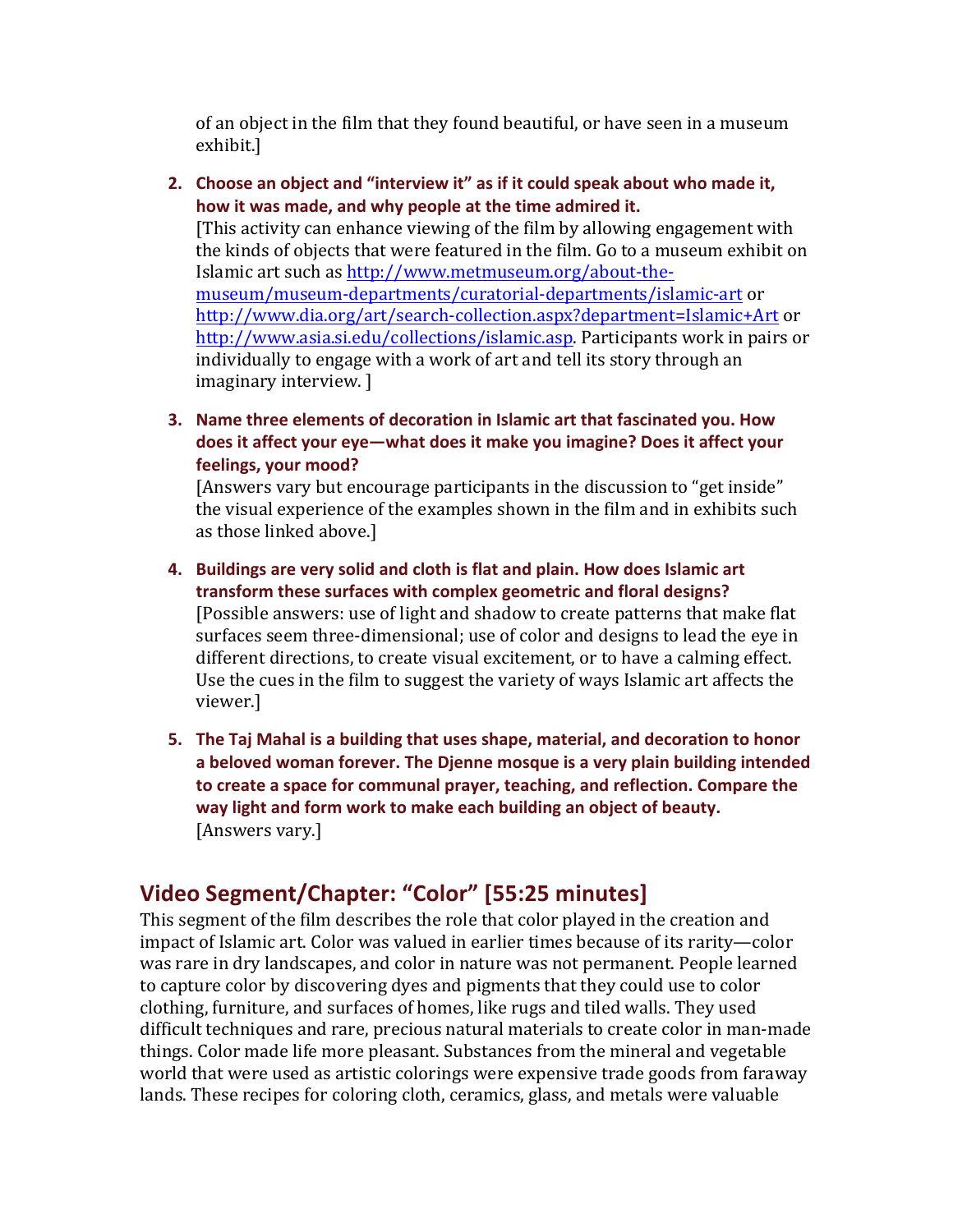of an object in the film that they found beautiful, or have seen in a museum exhibit.]

2. **Choose an object and "interview it" as if it could speak about who made it, how it was made, and why people at the time admired it.**
   [This activity can enhance viewing of the film by allowing engagement with the kinds of objects that were featured in the film. Go to a museum exhibit on Islamic art such as http://www.metmuseum.org/about-the-museum/museum-departments/curatorial-departments/islamic-art or http://www.dia.org/art/search-collection.aspx?department=Islamic+Art or http://www.asia.si.edu/collections/islamic.asp. Participants work in pairs or individually to engage with a work of art and tell its story through an imaginary interview. ]

3. **Name three elements of decoration in Islamic art that fascinated you. How does it affect your eye—what does it make you imagine? Does it affect your feelings, your mood?**
   [Answers vary but encourage participants in the discussion to "get inside" the visual experience of the examples shown in the film and in exhibits such as those linked above.]

4. **Buildings are very solid and cloth is flat and plain. How does Islamic art transform these surfaces with complex geometric and floral designs?**
   [Possible answers: use of light and shadow to create patterns that make flat surfaces seem three-dimensional; use of color and designs to lead the eye in different directions, to create visual excitement, or to have a calming effect. Use the cues in the film to suggest the variety of ways Islamic art affects the viewer.]

5. **The Taj Mahal is a building that uses shape, material, and decoration to honor a beloved woman forever. The Djenne mosque is a very plain building intended to create a space for communal prayer, teaching, and reflection. Compare the way light and form work to make each building an object of beauty.**
   [Answers vary.]

## Video Segment/Chapter: "Color" [55:25 minutes]

This segment of the film describes the role that color played in the creation and impact of Islamic art. Color was valued in earlier times because of its rarity—color was rare in dry landscapes, and color in nature was not permanent. People learned to capture color by discovering dyes and pigments that they could use to color clothing, furniture, and surfaces of homes, like rugs and tiled walls. They used difficult techniques and rare, precious natural materials to create color in man-made things. Color made life more pleasant. Substances from the mineral and vegetable world that were used as artistic colorings were expensive trade goods from faraway lands. These recipes for coloring cloth, ceramics, glass, and metals were valuable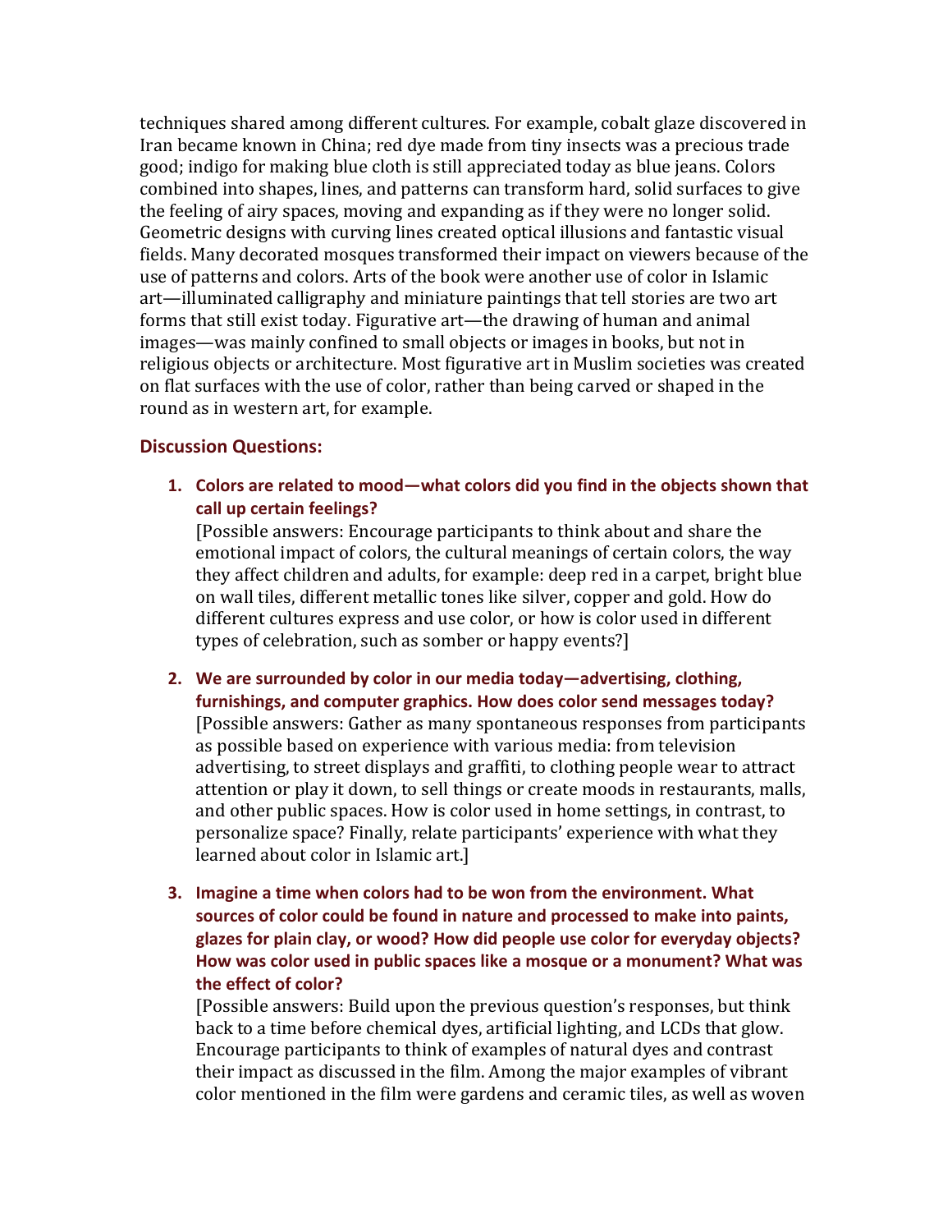techniques shared among different cultures. For example, cobalt glaze discovered in Iran became known in China; red dye made from tiny insects was a precious trade good; indigo for making blue cloth is still appreciated today as blue jeans. Colors combined into shapes, lines, and patterns can transform hard, solid surfaces to give the feeling of airy spaces, moving and expanding as if they were no longer solid. Geometric designs with curving lines created optical illusions and fantastic visual fields. Many decorated mosques transformed their impact on viewers because of the use of patterns and colors. Arts of the book were another use of color in Islamic art—illuminated calligraphy and miniature paintings that tell stories are two art forms that still exist today. Figurative art—the drawing of human and animal images—was mainly confined to small objects or images in books, but not in religious objects or architecture. Most figurative art in Muslim societies was created on flat surfaces with the use of color, rather than being carved or shaped in the round as in western art, for example.

### Discussion Questions:

1. **Colors are related to mood—what colors did you find in the objects shown that call up certain feelings?**
   [Possible answers: Encourage participants to think about and share the emotional impact of colors, the cultural meanings of certain colors, the way they affect children and adults, for example: deep red in a carpet, bright blue on wall tiles, different metallic tones like silver, copper and gold. How do different cultures express and use color, or how is color used in different types of celebration, such as somber or happy events?]

2. **We are surrounded by color in our media today—advertising, clothing, furnishings, and computer graphics. How does color send messages today?**
   [Possible answers: Gather as many spontaneous responses from participants as possible based on experience with various media: from television advertising, to street displays and graffiti, to clothing people wear to attract attention or play it down, to sell things or create moods in restaurants, malls, and other public spaces. How is color used in home settings, in contrast, to personalize space? Finally, relate participants' experience with what they learned about color in Islamic art.]

3. **Imagine a time when colors had to be won from the environment. What sources of color could be found in nature and processed to make into paints, glazes for plain clay, or wood? How did people use color for everyday objects? How was color used in public spaces like a mosque or a monument? What was the effect of color?**
   [Possible answers: Build upon the previous question's responses, but think back to a time before chemical dyes, artificial lighting, and LCDs that glow. Encourage participants to think of examples of natural dyes and contrast their impact as discussed in the film. Among the major examples of vibrant color mentioned in the film were gardens and ceramic tiles, as well as woven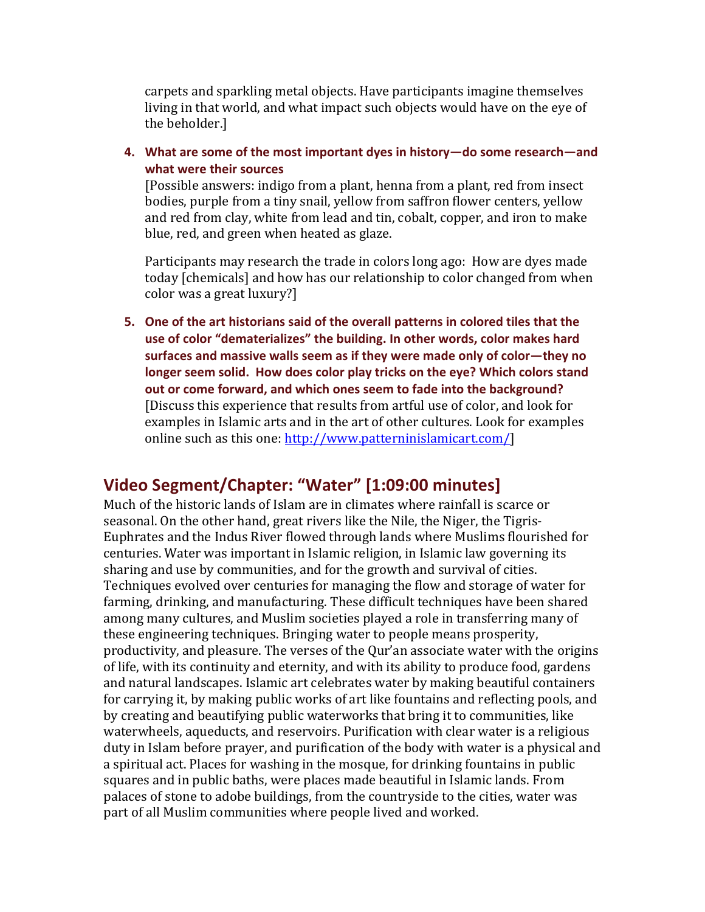carpets and sparkling metal objects. Have participants imagine themselves living in that world, and what impact such objects would have on the eye of the beholder.]

4. **What are some of the most important dyes in history—do some research—and what were their sources**

   [Possible answers: indigo from a plant, henna from a plant, red from insect bodies, purple from a tiny snail, yellow from saffron flower centers, yellow and red from clay, white from lead and tin, cobalt, copper, and iron to make blue, red, and green when heated as glaze.

   Participants may research the trade in colors long ago: How are dyes made today [chemicals] and how has our relationship to color changed from when color was a great luxury?]

5. **One of the art historians said of the overall patterns in colored tiles that the use of color "dematerializes" the building. In other words, color makes hard surfaces and massive walls seem as if they were made only of color—they no longer seem solid. How does color play tricks on the eye? Which colors stand out or come forward, and which ones seem to fade into the background?**

   [Discuss this experience that results from artful use of color, and look for examples in Islamic arts and in the art of other cultures. Look for examples online such as this one: [http://www.patterninislamicart.com/](http://www.patterninislamicart.com/)]

## Video Segment/Chapter: "Water" [1:09:00 minutes]

Much of the historic lands of Islam are in climates where rainfall is scarce or seasonal. On the other hand, great rivers like the Nile, the Niger, the Tigris-Euphrates and the Indus River flowed through lands where Muslims flourished for centuries. Water was important in Islamic religion, in Islamic law governing its sharing and use by communities, and for the growth and survival of cities. Techniques evolved over centuries for managing the flow and storage of water for farming, drinking, and manufacturing. These difficult techniques have been shared among many cultures, and Muslim societies played a role in transferring many of these engineering techniques. Bringing water to people means prosperity, productivity, and pleasure. The verses of the Qur'an associate water with the origins of life, with its continuity and eternity, and with its ability to produce food, gardens and natural landscapes. Islamic art celebrates water by making beautiful containers for carrying it, by making public works of art like fountains and reflecting pools, and by creating and beautifying public waterworks that bring it to communities, like waterwheels, aqueducts, and reservoirs. Purification with clear water is a religious duty in Islam before prayer, and purification of the body with water is a physical and a spiritual act. Places for washing in the mosque, for drinking fountains in public squares and in public baths, were places made beautiful in Islamic lands. From palaces of stone to adobe buildings, from the countryside to the cities, water was part of all Muslim communities where people lived and worked.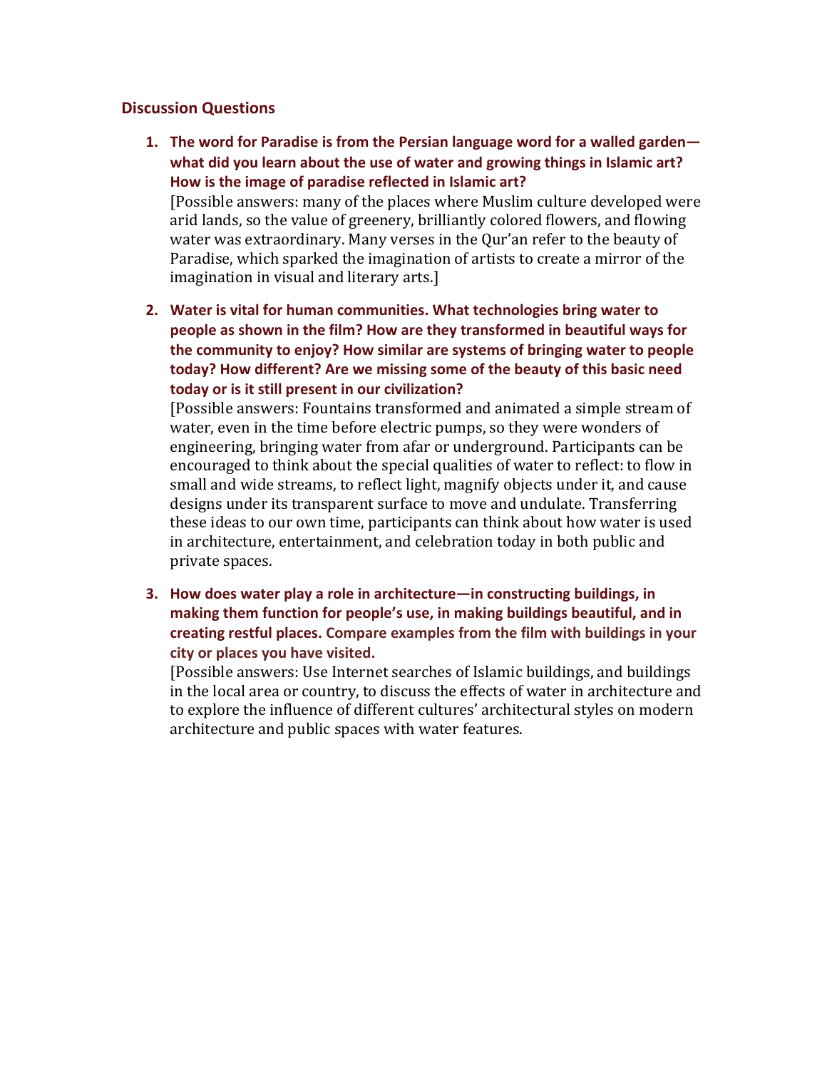## Discussion Questions

1. **The word for Paradise is from the Persian language word for a walled garden—what did you learn about the use of water and growing things in Islamic art? How is the image of paradise reflected in Islamic art?**
   [Possible answers: many of the places where Muslim culture developed were arid lands, so the value of greenery, brilliantly colored flowers, and flowing water was extraordinary. Many verses in the Qur'an refer to the beauty of Paradise, which sparked the imagination of artists to create a mirror of the imagination in visual and literary arts.]

2. **Water is vital for human communities. What technologies bring water to people as shown in the film? How are they transformed in beautiful ways for the community to enjoy? How similar are systems of bringing water to people today? How different? Are we missing some of the beauty of this basic need today or is it still present in our civilization?**
   [Possible answers: Fountains transformed and animated a simple stream of water, even in the time before electric pumps, so they were wonders of engineering, bringing water from afar or underground. Participants can be encouraged to think about the special qualities of water to reflect: to flow in small and wide streams, to reflect light, magnify objects under it, and cause designs under its transparent surface to move and undulate. Transferring these ideas to our own time, participants can think about how water is used in architecture, entertainment, and celebration today in both public and private spaces.

3. **How does water play a role in architecture—in constructing buildings, in making them function for people's use, in making buildings beautiful, and in creating restful places. Compare examples from the film with buildings in your city or places you have visited.**
   [Possible answers: Use Internet searches of Islamic buildings, and buildings in the local area or country, to discuss the effects of water in architecture and to explore the influence of different cultures' architectural styles on modern architecture and public spaces with water features.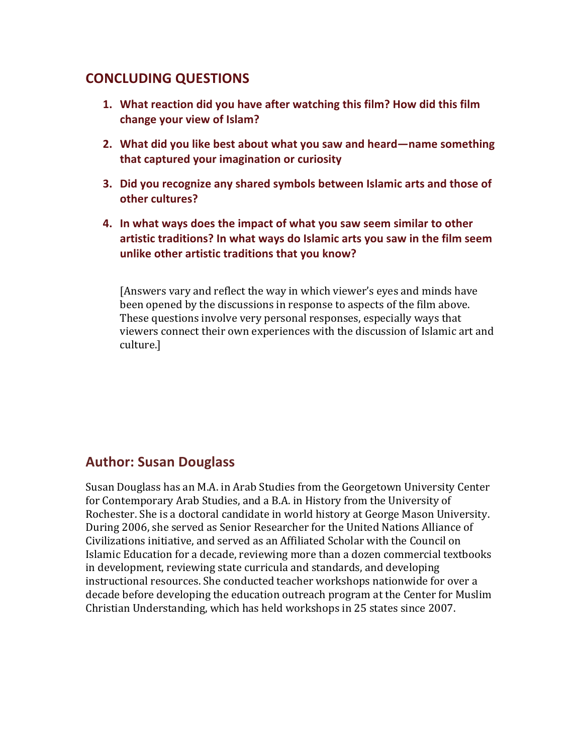## CONCLUDING QUESTIONS

1. **What reaction did you have after watching this film? How did this film change your view of Islam?**

2. **What did you like best about what you saw and heard—name something that captured your imagination or curiosity**

3. **Did you recognize any shared symbols between Islamic arts and those of other cultures?**

4. **In what ways does the impact of what you saw seem similar to other artistic traditions? In what ways do Islamic arts you saw in the film seem unlike other artistic traditions that you know?**

   [Answers vary and reflect the way in which viewer's eyes and minds have been opened by the discussions in response to aspects of the film above. These questions involve very personal responses, especially ways that viewers connect their own experiences with the discussion of Islamic art and culture.]

## Author: Susan Douglass

Susan Douglass has an M.A. in Arab Studies from the Georgetown University Center for Contemporary Arab Studies, and a B.A. in History from the University of Rochester. She is a doctoral candidate in world history at George Mason University. During 2006, she served as Senior Researcher for the United Nations Alliance of Civilizations initiative, and served as an Affiliated Scholar with the Council on Islamic Education for a decade, reviewing more than a dozen commercial textbooks in development, reviewing state curricula and standards, and developing instructional resources. She conducted teacher workshops nationwide for over a decade before developing the education outreach program at the Center for Muslim Christian Understanding, which has held workshops in 25 states since 2007.